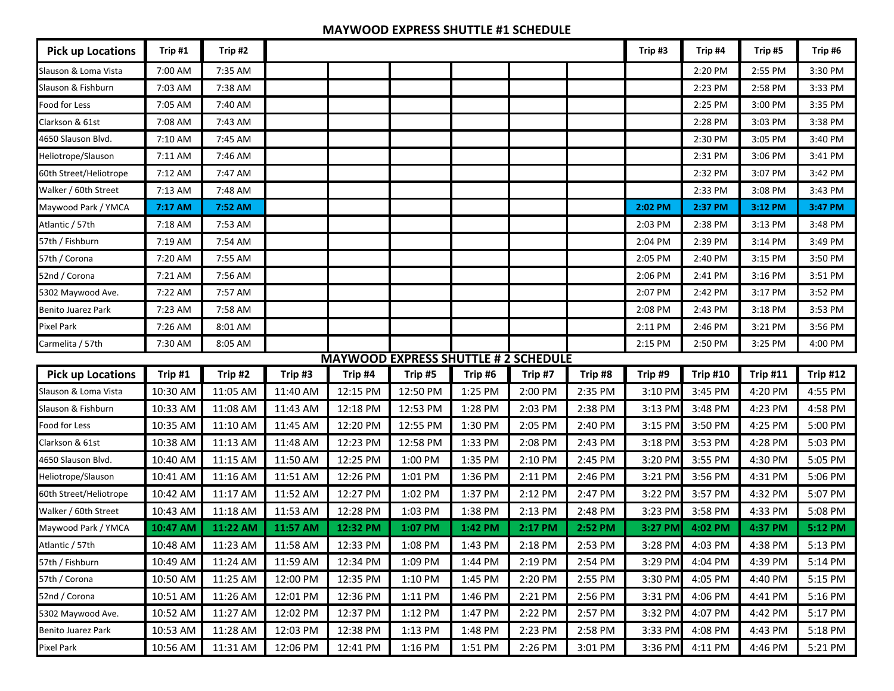## MAYWOOD EXPRESS SHUTTLE #1 SCHEDULE

| Pick up Locations | Trip #1 | Trip #2 | | | | | | | Trip #3 | Trip #4 | Trip #5 | Trip #6 |
|---|---|---|---|---|---|---|---|---|---|---|---|---|
| Slauson & Loma Vista | 7:00 AM | 7:35 AM | | | | | | | | 2:20 PM | 2:55 PM | 3:30 PM |
| Slauson & Fishburn | 7:03 AM | 7:38 AM | | | | | | | | 2:23 PM | 2:58 PM | 3:33 PM |
| Food for Less | 7:05 AM | 7:40 AM | | | | | | | | 2:25 PM | 3:00 PM | 3:35 PM |
| Clarkson & 61st | 7:08 AM | 7:43 AM | | | | | | | | 2:28 PM | 3:03 PM | 3:38 PM |
| 4650 Slauson Blvd. | 7:10 AM | 7:45 AM | | | | | | | | 2:30 PM | 3:05 PM | 3:40 PM |
| Heliotrope/Slauson | 7:11 AM | 7:46 AM | | | | | | | | 2:31 PM | 3:06 PM | 3:41 PM |
| 60th Street/Heliotrope | 7:12 AM | 7:47 AM | | | | | | | | 2:32 PM | 3:07 PM | 3:42 PM |
| Walker / 60th Street | 7:13 AM | 7:48 AM | | | | | | | | 2:33 PM | 3:08 PM | 3:43 PM |
| Maywood Park / YMCA | **7:17 AM** | **7:52 AM** | | | | | | | **2:02 PM** | **2:37 PM** | **3:12 PM** | **3:47 PM** |
| Atlantic / 57th | 7:18 AM | 7:53 AM | | | | | | | 2:03 PM | 2:38 PM | 3:13 PM | 3:48 PM |
| 57th / Fishburn | 7:19 AM | 7:54 AM | | | | | | | 2:04 PM | 2:39 PM | 3:14 PM | 3:49 PM |
| 57th / Corona | 7:20 AM | 7:55 AM | | | | | | | 2:05 PM | 2:40 PM | 3:15 PM | 3:50 PM |
| 52nd / Corona | 7:21 AM | 7:56 AM | | | | | | | 2:06 PM | 2:41 PM | 3:16 PM | 3:51 PM |
| 5302 Maywood Ave. | 7:22 AM | 7:57 AM | | | | | | | 2:07 PM | 2:42 PM | 3:17 PM | 3:52 PM |
| Benito Juarez Park | 7:23 AM | 7:58 AM | | | | | | | 2:08 PM | 2:43 PM | 3:18 PM | 3:53 PM |
| Pixel Park | 7:26 AM | 8:01 AM | | | | | | | 2:11 PM | 2:46 PM | 3:21 PM | 3:56 PM |
| Carmelita / 57th | 7:30 AM | 8:05 AM | | | | | | | 2:15 PM | 2:50 PM | 3:25 PM | 4:00 PM |

## MAYWOOD EXPRESS SHUTTLE # 2 SCHEDULE

| Pick up Locations | Trip #1 | Trip #2 | Trip #3 | Trip #4 | Trip #5 | Trip #6 | Trip #7 | Trip #8 | Trip #9 | Trip #10 | Trip #11 | Trip #12 |
|---|---|---|---|---|---|---|---|---|---|---|---|---|
| Slauson & Loma Vista | 10:30 AM | 11:05 AM | 11:40 AM | 12:15 PM | 12:50 PM | 1:25 PM | 2:00 PM | 2:35 PM | 3:10 PM | 3:45 PM | 4:20 PM | 4:55 PM |
| Slauson & Fishburn | 10:33 AM | 11:08 AM | 11:43 AM | 12:18 PM | 12:53 PM | 1:28 PM | 2:03 PM | 2:38 PM | 3:13 PM | 3:48 PM | 4:23 PM | 4:58 PM |
| Food for Less | 10:35 AM | 11:10 AM | 11:45 AM | 12:20 PM | 12:55 PM | 1:30 PM | 2:05 PM | 2:40 PM | 3:15 PM | 3:50 PM | 4:25 PM | 5:00 PM |
| Clarkson & 61st | 10:38 AM | 11:13 AM | 11:48 AM | 12:23 PM | 12:58 PM | 1:33 PM | 2:08 PM | 2:43 PM | 3:18 PM | 3:53 PM | 4:28 PM | 5:03 PM |
| 4650 Slauson Blvd. | 10:40 AM | 11:15 AM | 11:50 AM | 12:25 PM | 1:00 PM | 1:35 PM | 2:10 PM | 2:45 PM | 3:20 PM | 3:55 PM | 4:30 PM | 5:05 PM |
| Heliotrope/Slauson | 10:41 AM | 11:16 AM | 11:51 AM | 12:26 PM | 1:01 PM | 1:36 PM | 2:11 PM | 2:46 PM | 3:21 PM | 3:56 PM | 4:31 PM | 5:06 PM |
| 60th Street/Heliotrope | 10:42 AM | 11:17 AM | 11:52 AM | 12:27 PM | 1:02 PM | 1:37 PM | 2:12 PM | 2:47 PM | 3:22 PM | 3:57 PM | 4:32 PM | 5:07 PM |
| Walker / 60th Street | 10:43 AM | 11:18 AM | 11:53 AM | 12:28 PM | 1:03 PM | 1:38 PM | 2:13 PM | 2:48 PM | 3:23 PM | 3:58 PM | 4:33 PM | 5:08 PM |
| Maywood Park / YMCA | **10:47 AM** | **11:22 AM** | **11:57 AM** | **12:32 PM** | **1:07 PM** | **1:42 PM** | **2:17 PM** | **2:52 PM** | **3:27 PM** | **4:02 PM** | **4:37 PM** | **5:12 PM** |
| Atlantic / 57th | 10:48 AM | 11:23 AM | 11:58 AM | 12:33 PM | 1:08 PM | 1:43 PM | 2:18 PM | 2:53 PM | 3:28 PM | 4:03 PM | 4:38 PM | 5:13 PM |
| 57th / Fishburn | 10:49 AM | 11:24 AM | 11:59 AM | 12:34 PM | 1:09 PM | 1:44 PM | 2:19 PM | 2:54 PM | 3:29 PM | 4:04 PM | 4:39 PM | 5:14 PM |
| 57th / Corona | 10:50 AM | 11:25 AM | 12:00 PM | 12:35 PM | 1:10 PM | 1:45 PM | 2:20 PM | 2:55 PM | 3:30 PM | 4:05 PM | 4:40 PM | 5:15 PM |
| 52nd / Corona | 10:51 AM | 11:26 AM | 12:01 PM | 12:36 PM | 1:11 PM | 1:46 PM | 2:21 PM | 2:56 PM | 3:31 PM | 4:06 PM | 4:41 PM | 5:16 PM |
| 5302 Maywood Ave. | 10:52 AM | 11:27 AM | 12:02 PM | 12:37 PM | 1:12 PM | 1:47 PM | 2:22 PM | 2:57 PM | 3:32 PM | 4:07 PM | 4:42 PM | 5:17 PM |
| Benito Juarez Park | 10:53 AM | 11:28 AM | 12:03 PM | 12:38 PM | 1:13 PM | 1:48 PM | 2:23 PM | 2:58 PM | 3:33 PM | 4:08 PM | 4:43 PM | 5:18 PM |
| Pixel Park | 10:56 AM | 11:31 AM | 12:06 PM | 12:41 PM | 1:16 PM | 1:51 PM | 2:26 PM | 3:01 PM | 3:36 PM | 4:11 PM | 4:46 PM | 5:21 PM |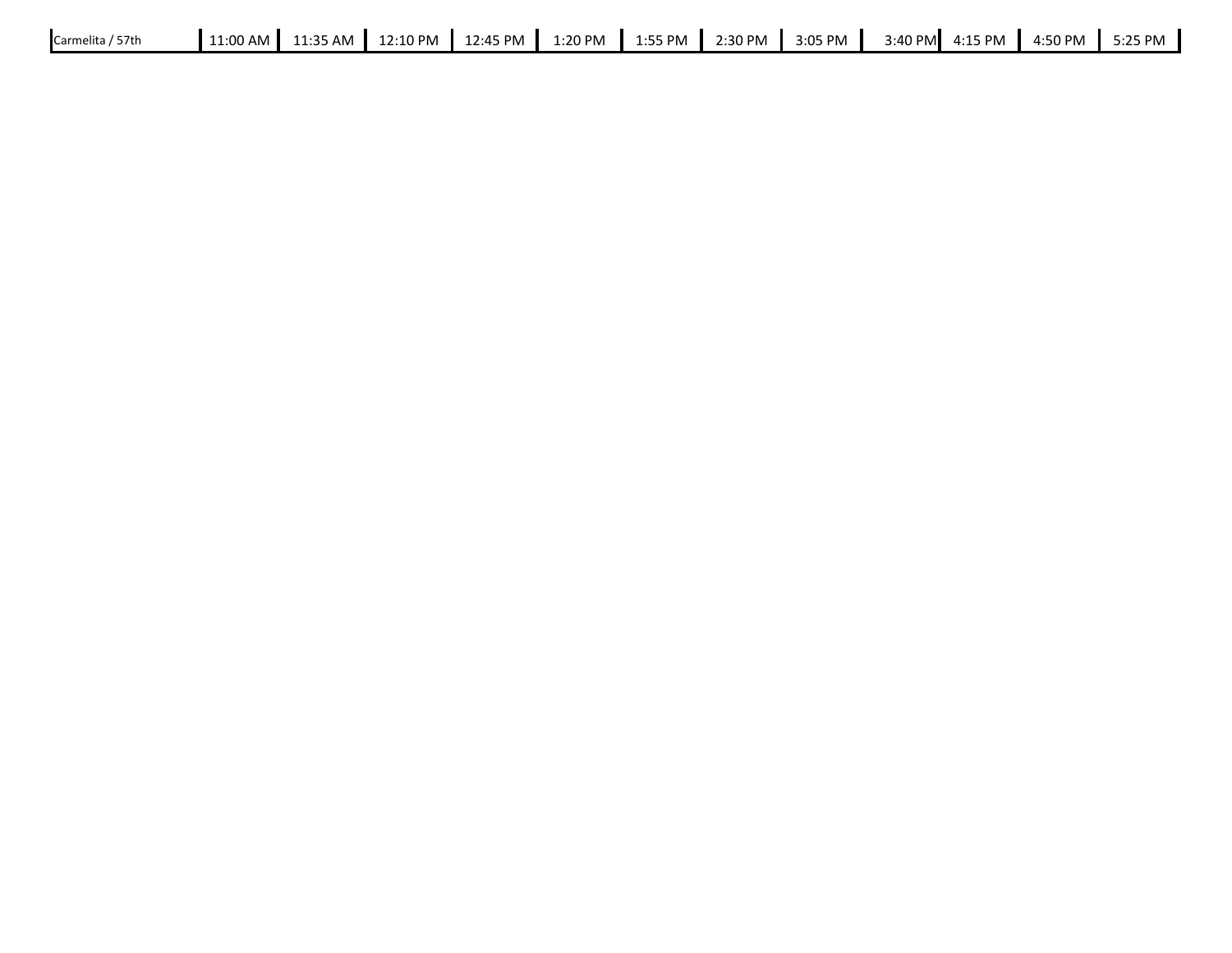| | | | | | | | | | | | | |
|---|---|---|---|---|---|---|---|---|---|---|---|---|
| Carmelita / 57th | 11:00 AM | 11:35 AM | 12:10 PM | 12:45 PM | 1:20 PM | 1:55 PM | 2:30 PM | 3:05 PM | 3:40 PM | 4:15 PM | 4:50 PM | 5:25 PM |